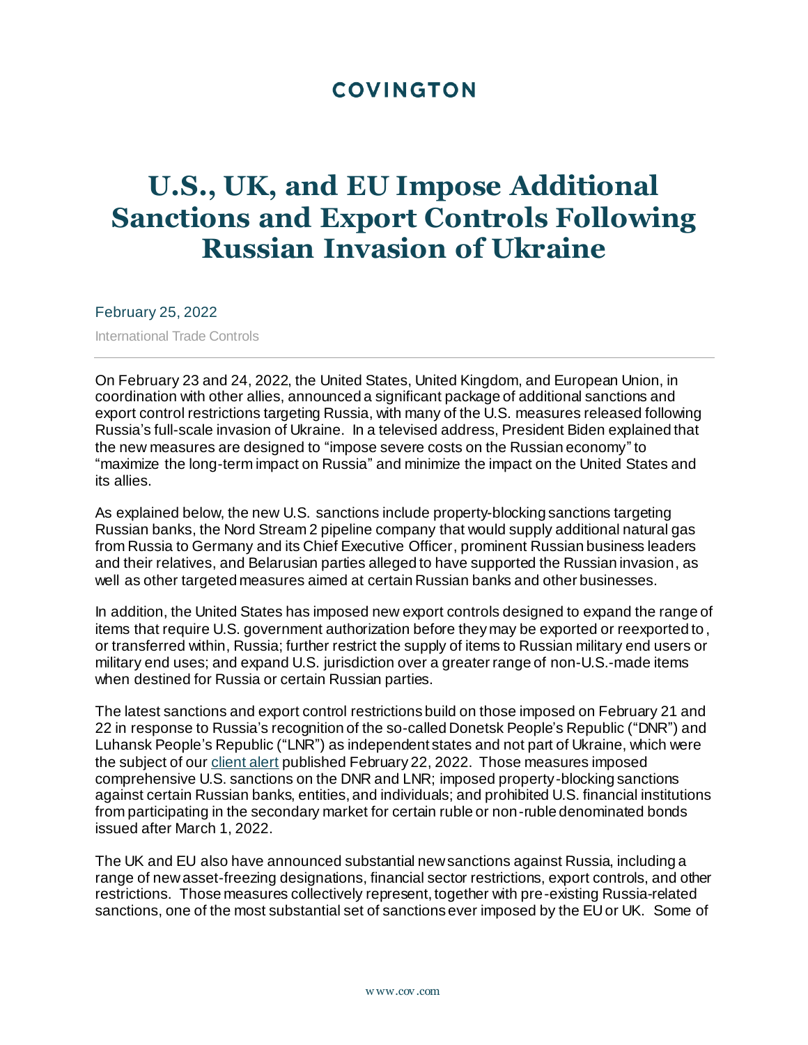COVINGTON

# U.S., UK, and EU Impose Additional Sanctions and Export Controls Following Russian Invasion of Ukraine

February 25, 2022

International Trade Controls

---

On February 23 and 24, 2022, the United States, United Kingdom, and European Union, in coordination with other allies, announced a significant package of additional sanctions and export control restrictions targeting Russia, with many of the U.S. measures released following Russia's full-scale invasion of Ukraine. In a televised address, President Biden explained that the new measures are designed to "impose severe costs on the Russian economy" to "maximize the long-term impact on Russia" and minimize the impact on the United States and its allies.

As explained below, the new U.S. sanctions include property-blocking sanctions targeting Russian banks, the Nord Stream 2 pipeline company that would supply additional natural gas from Russia to Germany and its Chief Executive Officer, prominent Russian business leaders and their relatives, and Belarusian parties alleged to have supported the Russian invasion, as well as other targeted measures aimed at certain Russian banks and other businesses.

In addition, the United States has imposed new export controls designed to expand the range of items that require U.S. government authorization before they may be exported or reexported to, or transferred within, Russia; further restrict the supply of items to Russian military end users or military end uses; and expand U.S. jurisdiction over a greater range of non-U.S.-made items when destined for Russia or certain Russian parties.

The latest sanctions and export control restrictions build on those imposed on February 21 and 22 in response to Russia's recognition of the so-called Donetsk People's Republic ("DNR") and Luhansk People's Republic ("LNR") as independent states and not part of Ukraine, which were the subject of our client alert published February 22, 2022. Those measures imposed comprehensive U.S. sanctions on the DNR and LNR; imposed property-blocking sanctions against certain Russian banks, entities, and individuals; and prohibited U.S. financial institutions from participating in the secondary market for certain ruble or non-ruble denominated bonds issued after March 1, 2022.

The UK and EU also have announced substantial new sanctions against Russia, including a range of new asset-freezing designations, financial sector restrictions, export controls, and other restrictions. Those measures collectively represent, together with pre-existing Russia-related sanctions, one of the most substantial set of sanctions ever imposed by the EU or UK. Some of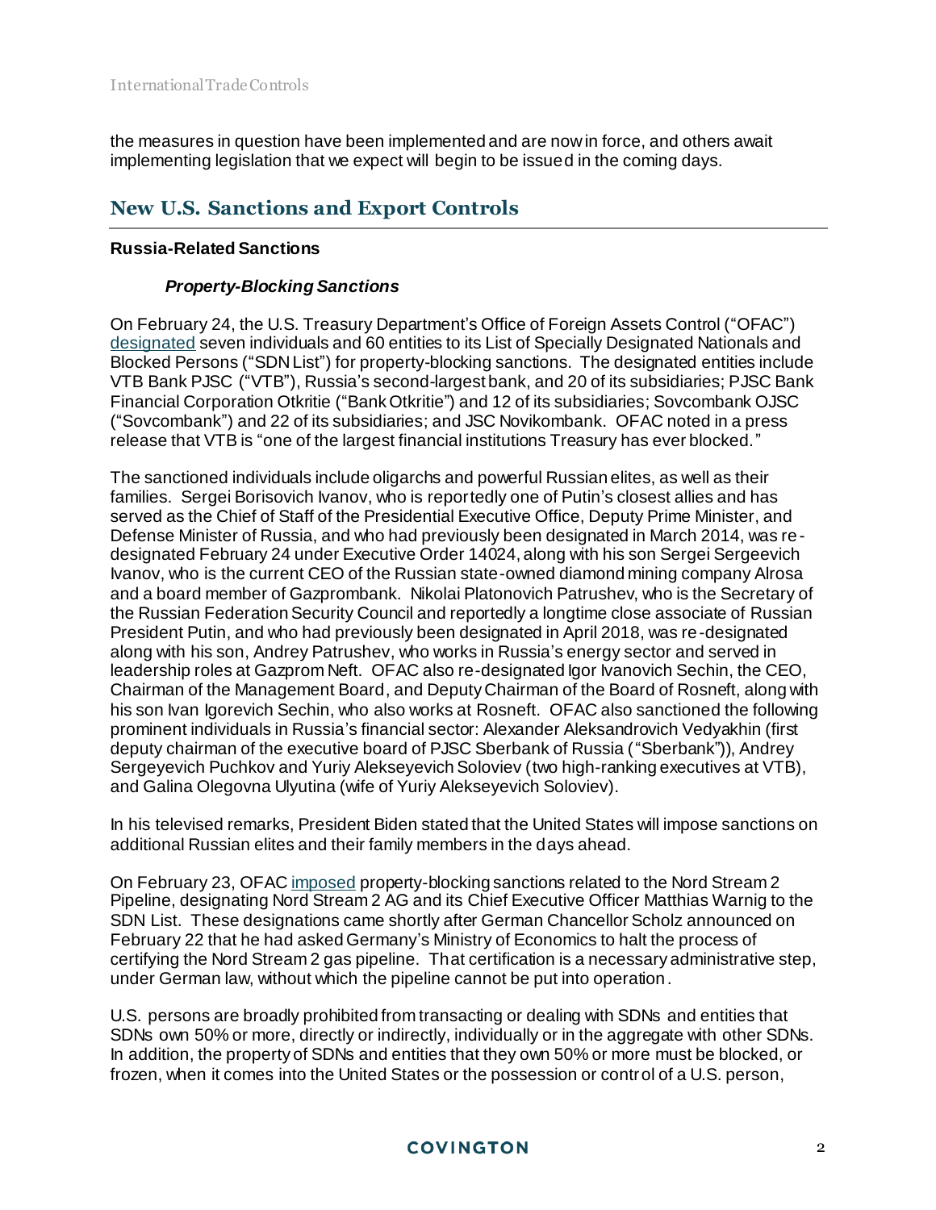the measures in question have been implemented and are now in force, and others await implementing legislation that we expect will begin to be issued in the coming days.

## New U.S. Sanctions and Export Controls

**Russia-Related Sanctions**

***Property-Blocking Sanctions***

On February 24, the U.S. Treasury Department's Office of Foreign Assets Control ("OFAC") designated seven individuals and 60 entities to its List of Specially Designated Nationals and Blocked Persons ("SDN List") for property-blocking sanctions. The designated entities include VTB Bank PJSC ("VTB"), Russia's second-largest bank, and 20 of its subsidiaries; PJSC Bank Financial Corporation Otkritie ("Bank Otkritie") and 12 of its subsidiaries; Sovcombank OJSC ("Sovcombank") and 22 of its subsidiaries; and JSC Novikombank. OFAC noted in a press release that VTB is "one of the largest financial institutions Treasury has ever blocked."

The sanctioned individuals include oligarchs and powerful Russian elites, as well as their families. Sergei Borisovich Ivanov, who is reportedly one of Putin's closest allies and has served as the Chief of Staff of the Presidential Executive Office, Deputy Prime Minister, and Defense Minister of Russia, and who had previously been designated in March 2014, was re-designated February 24 under Executive Order 14024, along with his son Sergei Sergeevich Ivanov, who is the current CEO of the Russian state-owned diamond mining company Alrosa and a board member of Gazprombank. Nikolai Platonovich Patrushev, who is the Secretary of the Russian Federation Security Council and reportedly a longtime close associate of Russian President Putin, and who had previously been designated in April 2018, was re-designated along with his son, Andrey Patrushev, who works in Russia's energy sector and served in leadership roles at Gazprom Neft. OFAC also re-designated Igor Ivanovich Sechin, the CEO, Chairman of the Management Board, and Deputy Chairman of the Board of Rosneft, along with his son Ivan Igorevich Sechin, who also works at Rosneft. OFAC also sanctioned the following prominent individuals in Russia's financial sector: Alexander Aleksandrovich Vedyakhin (first deputy chairman of the executive board of PJSC Sberbank of Russia ("Sberbank")), Andrey Sergeyevich Puchkov and Yuriy Alekseyevich Soloviev (two high-ranking executives at VTB), and Galina Olegovna Ulyutina (wife of Yuriy Alekseyevich Soloviev).

In his televised remarks, President Biden stated that the United States will impose sanctions on additional Russian elites and their family members in the days ahead.

On February 23, OFAC imposed property-blocking sanctions related to the Nord Stream 2 Pipeline, designating Nord Stream 2 AG and its Chief Executive Officer Matthias Warnig to the SDN List. These designations came shortly after German Chancellor Scholz announced on February 22 that he had asked Germany's Ministry of Economics to halt the process of certifying the Nord Stream 2 gas pipeline. That certification is a necessary administrative step, under German law, without which the pipeline cannot be put into operation.

U.S. persons are broadly prohibited from transacting or dealing with SDNs and entities that SDNs own 50% or more, directly or indirectly, individually or in the aggregate with other SDNs. In addition, the property of SDNs and entities that they own 50% or more must be blocked, or frozen, when it comes into the United States or the possession or control of a U.S. person,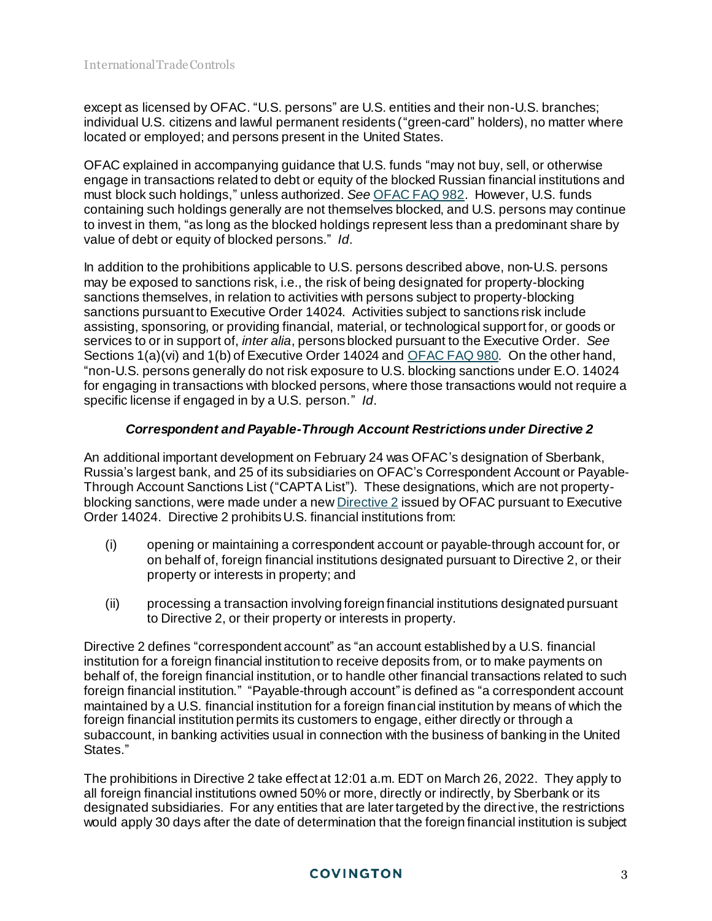except as licensed by OFAC. "U.S. persons" are U.S. entities and their non-U.S. branches; individual U.S. citizens and lawful permanent residents ("green-card" holders), no matter where located or employed; and persons present in the United States.

OFAC explained in accompanying guidance that U.S. funds "may not buy, sell, or otherwise engage in transactions related to debt or equity of the blocked Russian financial institutions and must block such holdings," unless authorized. *See* OFAC FAQ 982. However, U.S. funds containing such holdings generally are not themselves blocked, and U.S. persons may continue to invest in them, "as long as the blocked holdings represent less than a predominant share by value of debt or equity of blocked persons." *Id*.

In addition to the prohibitions applicable to U.S. persons described above, non-U.S. persons may be exposed to sanctions risk, i.e., the risk of being designated for property-blocking sanctions themselves, in relation to activities with persons subject to property-blocking sanctions pursuant to Executive Order 14024. Activities subject to sanctions risk include assisting, sponsoring, or providing financial, material, or technological support for, or goods or services to or in support of, *inter alia*, persons blocked pursuant to the Executive Order. *See* Sections 1(a)(vi) and 1(b) of Executive Order 14024 and OFAC FAQ 980. On the other hand, "non-U.S. persons generally do not risk exposure to U.S. blocking sanctions under E.O. 14024 for engaging in transactions with blocked persons, where those transactions would not require a specific license if engaged in by a U.S. person." *Id*.

### *Correspondent and Payable-Through Account Restrictions under Directive 2*

An additional important development on February 24 was OFAC's designation of Sberbank, Russia's largest bank, and 25 of its subsidiaries on OFAC's Correspondent Account or Payable-Through Account Sanctions List ("CAPTA List"). These designations, which are not property-blocking sanctions, were made under a new Directive 2 issued by OFAC pursuant to Executive Order 14024. Directive 2 prohibits U.S. financial institutions from:

(i) opening or maintaining a correspondent account or payable-through account for, or on behalf of, foreign financial institutions designated pursuant to Directive 2, or their property or interests in property; and

(ii) processing a transaction involving foreign financial institutions designated pursuant to Directive 2, or their property or interests in property.

Directive 2 defines "correspondent account" as "an account established by a U.S. financial institution for a foreign financial institution to receive deposits from, or to make payments on behalf of, the foreign financial institution, or to handle other financial transactions related to such foreign financial institution." "Payable-through account" is defined as "a correspondent account maintained by a U.S. financial institution for a foreign financial institution by means of which the foreign financial institution permits its customers to engage, either directly or through a subaccount, in banking activities usual in connection with the business of banking in the United States."

The prohibitions in Directive 2 take effect at 12:01 a.m. EDT on March 26, 2022. They apply to all foreign financial institutions owned 50% or more, directly or indirectly, by Sberbank or its designated subsidiaries. For any entities that are later targeted by the directive, the restrictions would apply 30 days after the date of determination that the foreign financial institution is subject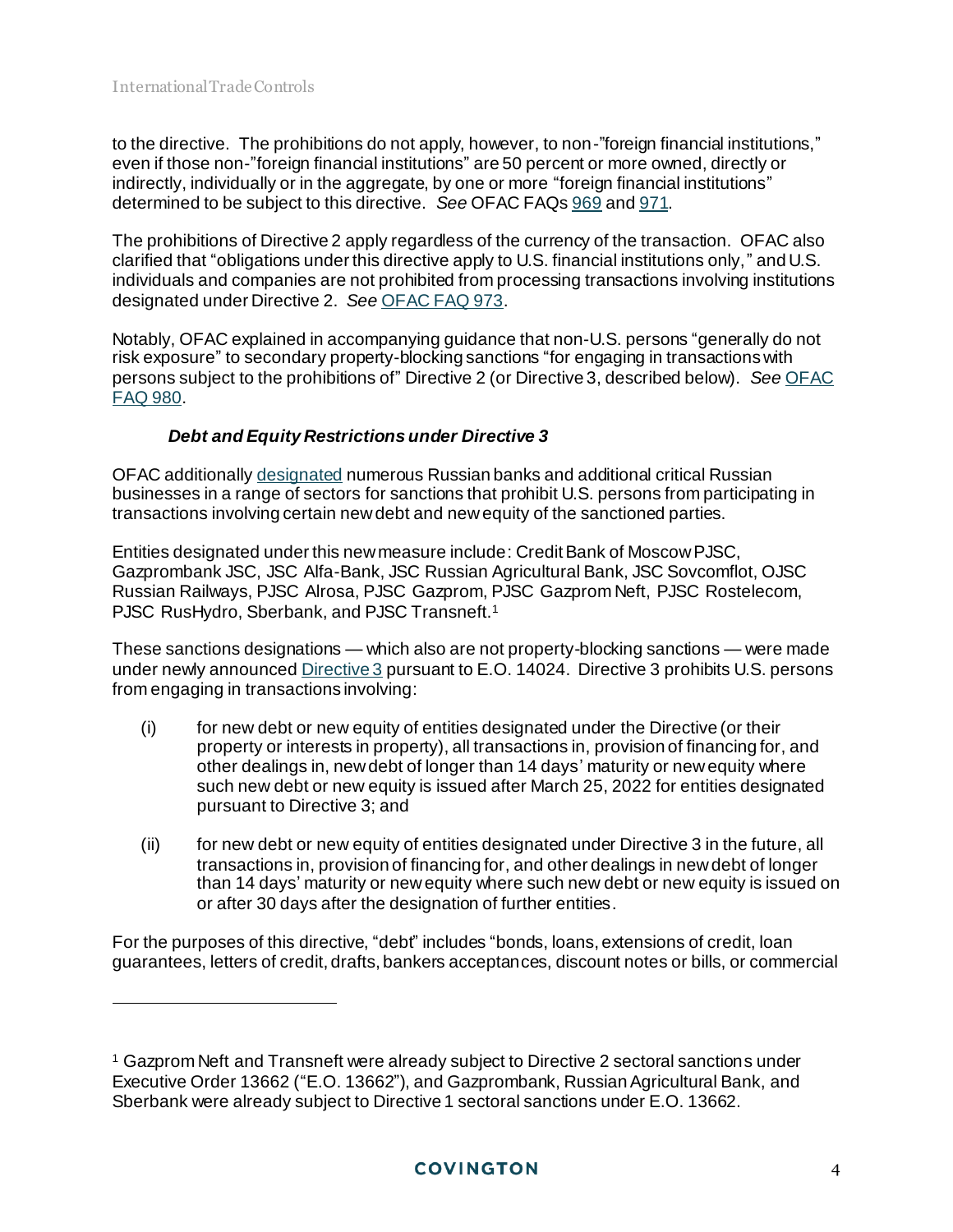to the directive. The prohibitions do not apply, however, to non-"foreign financial institutions," even if those non-"foreign financial institutions" are 50 percent or more owned, directly or indirectly, individually or in the aggregate, by one or more "foreign financial institutions" determined to be subject to this directive. *See* OFAC FAQs 969 and 971.

The prohibitions of Directive 2 apply regardless of the currency of the transaction. OFAC also clarified that "obligations under this directive apply to U.S. financial institutions only," and U.S. individuals and companies are not prohibited from processing transactions involving institutions designated under Directive 2. *See* OFAC FAQ 973.

Notably, OFAC explained in accompanying guidance that non-U.S. persons "generally do not risk exposure" to secondary property-blocking sanctions "for engaging in transactions with persons subject to the prohibitions of" Directive 2 (or Directive 3, described below). *See* OFAC FAQ 980.

### *Debt and Equity Restrictions under Directive 3*

OFAC additionally designated numerous Russian banks and additional critical Russian businesses in a range of sectors for sanctions that prohibit U.S. persons from participating in transactions involving certain new debt and new equity of the sanctioned parties.

Entities designated under this new measure include: Credit Bank of Moscow PJSC, Gazprombank JSC, JSC Alfa-Bank, JSC Russian Agricultural Bank, JSC Sovcomflot, OJSC Russian Railways, PJSC Alrosa, PJSC Gazprom, PJSC Gazprom Neft, PJSC Rostelecom, PJSC RusHydro, Sberbank, and PJSC Transneft.[1]

These sanctions designations — which also are not property-blocking sanctions — were made under newly announced Directive 3 pursuant to E.O. 14024. Directive 3 prohibits U.S. persons from engaging in transactions involving:

(i) for new debt or new equity of entities designated under the Directive (or their property or interests in property), all transactions in, provision of financing for, and other dealings in, new debt of longer than 14 days' maturity or new equity where such new debt or new equity is issued after March 25, 2022 for entities designated pursuant to Directive 3; and

(ii) for new debt or new equity of entities designated under Directive 3 in the future, all transactions in, provision of financing for, and other dealings in new debt of longer than 14 days' maturity or new equity where such new debt or new equity is issued on or after 30 days after the designation of further entities.

For the purposes of this directive, "debt" includes "bonds, loans, extensions of credit, loan guarantees, letters of credit, drafts, bankers acceptances, discount notes or bills, or commercial

---

[1] Gazprom Neft and Transneft were already subject to Directive 2 sectoral sanctions under Executive Order 13662 ("E.O. 13662"), and Gazprombank, Russian Agricultural Bank, and Sberbank were already subject to Directive 1 sectoral sanctions under E.O. 13662.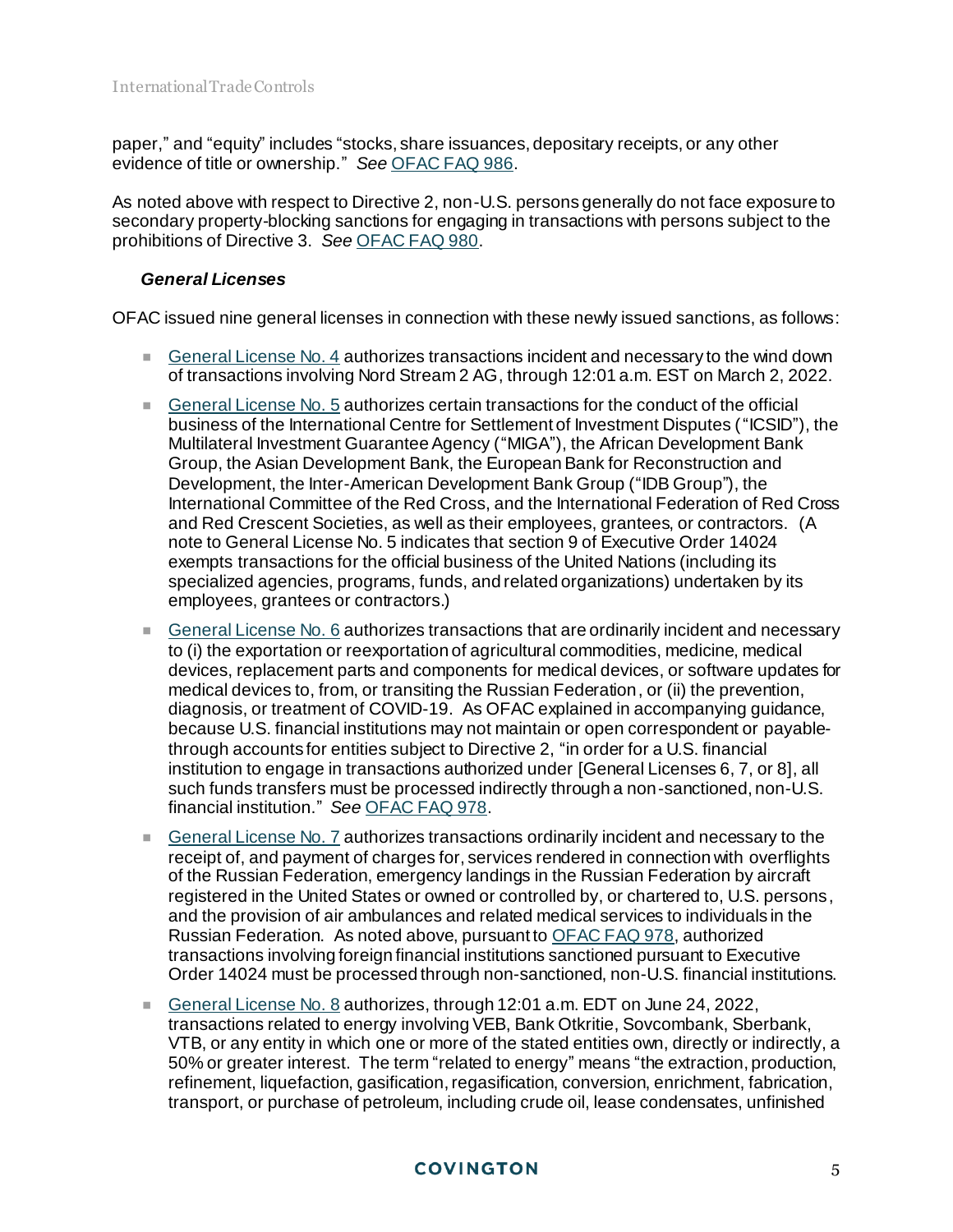paper," and "equity" includes "stocks, share issuances, depositary receipts, or any other evidence of title or ownership." *See* OFAC FAQ 986.

As noted above with respect to Directive 2, non-U.S. persons generally do not face exposure to secondary property-blocking sanctions for engaging in transactions with persons subject to the prohibitions of Directive 3. *See* OFAC FAQ 980.

### *General Licenses*

OFAC issued nine general licenses in connection with these newly issued sanctions, as follows:

- General License No. 4 authorizes transactions incident and necessary to the wind down of transactions involving Nord Stream 2 AG, through 12:01 a.m. EST on March 2, 2022.
- General License No. 5 authorizes certain transactions for the conduct of the official business of the International Centre for Settlement of Investment Disputes ("ICSID"), the Multilateral Investment Guarantee Agency ("MIGA"), the African Development Bank Group, the Asian Development Bank, the European Bank for Reconstruction and Development, the Inter-American Development Bank Group ("IDB Group"), the International Committee of the Red Cross, and the International Federation of Red Cross and Red Crescent Societies, as well as their employees, grantees, or contractors. (A note to General License No. 5 indicates that section 9 of Executive Order 14024 exempts transactions for the official business of the United Nations (including its specialized agencies, programs, funds, and related organizations) undertaken by its employees, grantees or contractors.)
- General License No. 6 authorizes transactions that are ordinarily incident and necessary to (i) the exportation or reexportation of agricultural commodities, medicine, medical devices, replacement parts and components for medical devices, or software updates for medical devices to, from, or transiting the Russian Federation, or (ii) the prevention, diagnosis, or treatment of COVID-19. As OFAC explained in accompanying guidance, because U.S. financial institutions may not maintain or open correspondent or payable-through accounts for entities subject to Directive 2, "in order for a U.S. financial institution to engage in transactions authorized under [General Licenses 6, 7, or 8], all such funds transfers must be processed indirectly through a non-sanctioned, non-U.S. financial institution." *See* OFAC FAQ 978.
- General License No. 7 authorizes transactions ordinarily incident and necessary to the receipt of, and payment of charges for, services rendered in connection with overflights of the Russian Federation, emergency landings in the Russian Federation by aircraft registered in the United States or owned or controlled by, or chartered to, U.S. persons, and the provision of air ambulances and related medical services to individuals in the Russian Federation. As noted above, pursuant to OFAC FAQ 978, authorized transactions involving foreign financial institutions sanctioned pursuant to Executive Order 14024 must be processed through non-sanctioned, non-U.S. financial institutions.
- General License No. 8 authorizes, through 12:01 a.m. EDT on June 24, 2022, transactions related to energy involving VEB, Bank Otkritie, Sovcombank, Sberbank, VTB, or any entity in which one or more of the stated entities own, directly or indirectly, a 50% or greater interest. The term "related to energy" means "the extraction, production, refinement, liquefaction, gasification, regasification, conversion, enrichment, fabrication, transport, or purchase of petroleum, including crude oil, lease condensates, unfinished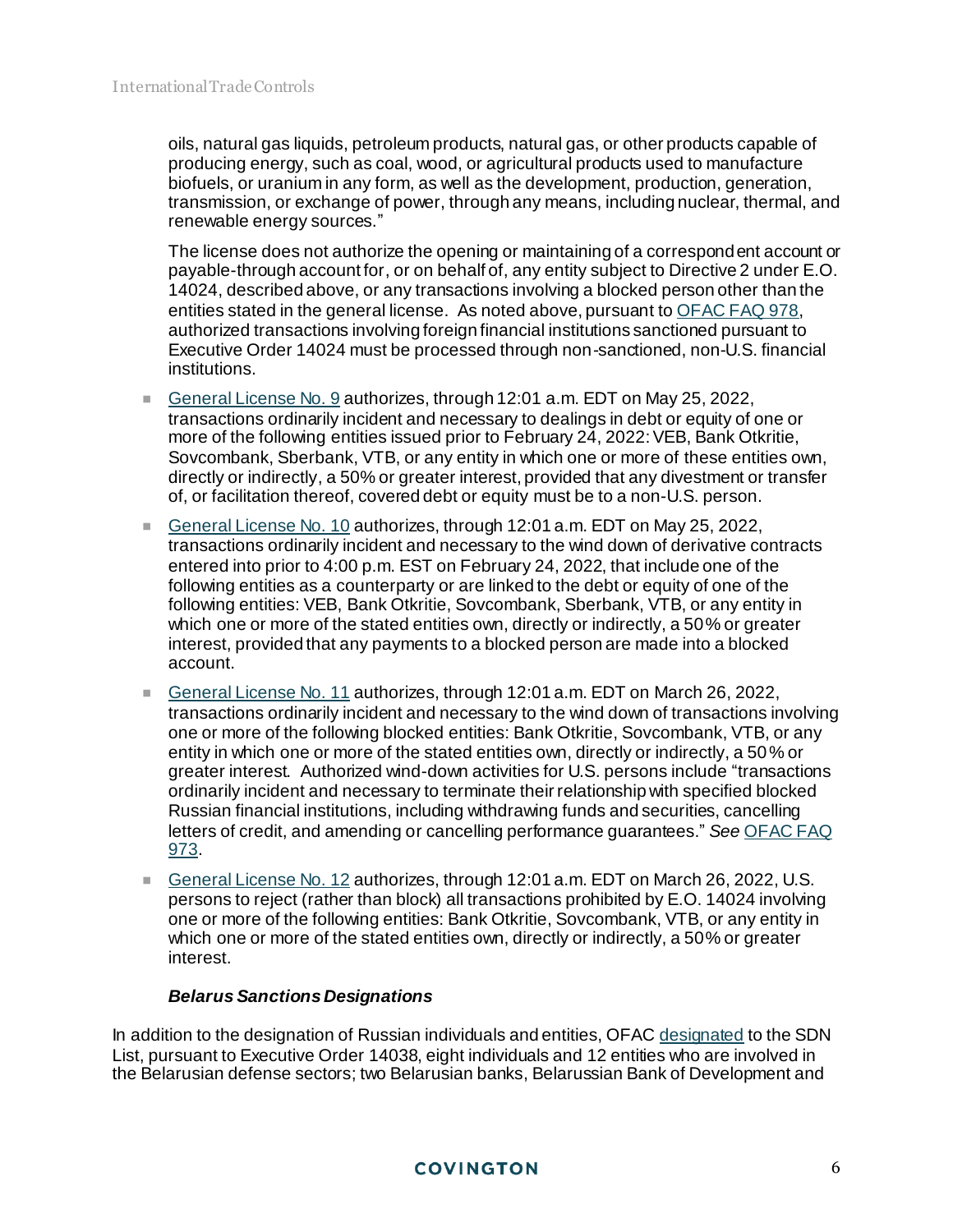oils, natural gas liquids, petroleum products, natural gas, or other products capable of producing energy, such as coal, wood, or agricultural products used to manufacture biofuels, or uranium in any form, as well as the development, production, generation, transmission, or exchange of power, through any means, including nuclear, thermal, and renewable energy sources."

The license does not authorize the opening or maintaining of a correspondent account or payable-through account for, or on behalf of, any entity subject to Directive 2 under E.O. 14024, described above, or any transactions involving a blocked person other than the entities stated in the general license. As noted above, pursuant to OFAC FAQ 978, authorized transactions involving foreign financial institutions sanctioned pursuant to Executive Order 14024 must be processed through non-sanctioned, non-U.S. financial institutions.

- General License No. 9 authorizes, through 12:01 a.m. EDT on May 25, 2022, transactions ordinarily incident and necessary to dealings in debt or equity of one or more of the following entities issued prior to February 24, 2022: VEB, Bank Otkritie, Sovcombank, Sberbank, VTB, or any entity in which one or more of these entities own, directly or indirectly, a 50% or greater interest, provided that any divestment or transfer of, or facilitation thereof, covered debt or equity must be to a non-U.S. person.
- General License No. 10 authorizes, through 12:01 a.m. EDT on May 25, 2022, transactions ordinarily incident and necessary to the wind down of derivative contracts entered into prior to 4:00 p.m. EST on February 24, 2022, that include one of the following entities as a counterparty or are linked to the debt or equity of one of the following entities: VEB, Bank Otkritie, Sovcombank, Sberbank, VTB, or any entity in which one or more of the stated entities own, directly or indirectly, a 50% or greater interest, provided that any payments to a blocked person are made into a blocked account.
- General License No. 11 authorizes, through 12:01 a.m. EDT on March 26, 2022, transactions ordinarily incident and necessary to the wind down of transactions involving one or more of the following blocked entities: Bank Otkritie, Sovcombank, VTB, or any entity in which one or more of the stated entities own, directly or indirectly, a 50% or greater interest. Authorized wind-down activities for U.S. persons include "transactions ordinarily incident and necessary to terminate their relationship with specified blocked Russian financial institutions, including withdrawing funds and securities, cancelling letters of credit, and amending or cancelling performance guarantees." *See* OFAC FAQ 973.
- General License No. 12 authorizes, through 12:01 a.m. EDT on March 26, 2022, U.S. persons to reject (rather than block) all transactions prohibited by E.O. 14024 involving one or more of the following entities: Bank Otkritie, Sovcombank, VTB, or any entity in which one or more of the stated entities own, directly or indirectly, a 50% or greater interest.

***Belarus Sanctions Designations***

In addition to the designation of Russian individuals and entities, OFAC designated to the SDN List, pursuant to Executive Order 14038, eight individuals and 12 entities who are involved in the Belarusian defense sectors; two Belarusian banks, Belarussian Bank of Development and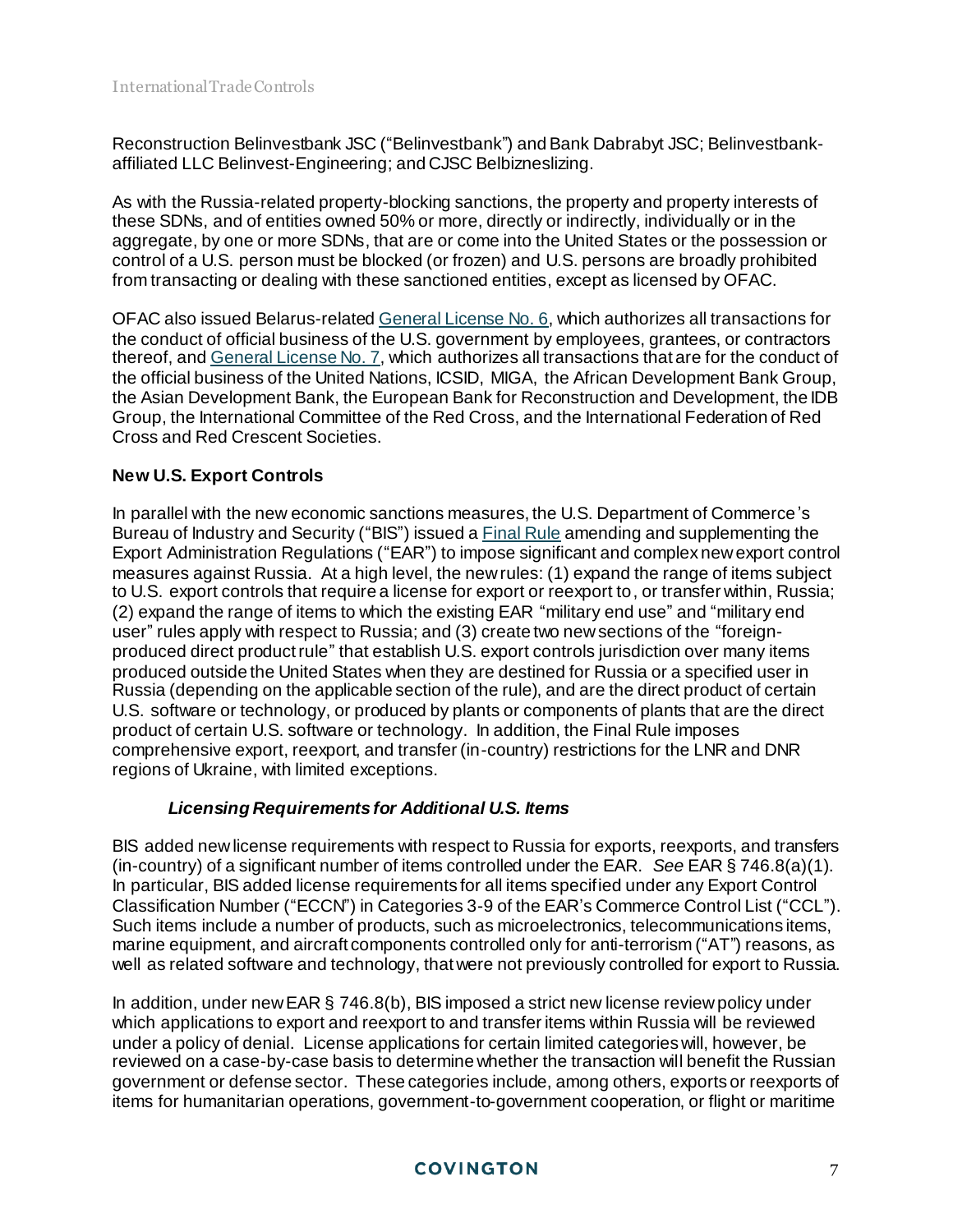Reconstruction Belinvestbank JSC ("Belinvestbank") and Bank Dabrabyt JSC; Belinvestbank-affiliated LLC Belinvest-Engineering; and CJSC Belbizneslizing.

As with the Russia-related property-blocking sanctions, the property and property interests of these SDNs, and of entities owned 50% or more, directly or indirectly, individually or in the aggregate, by one or more SDNs, that are or come into the United States or the possession or control of a U.S. person must be blocked (or frozen) and U.S. persons are broadly prohibited from transacting or dealing with these sanctioned entities, except as licensed by OFAC.

OFAC also issued Belarus-related General License No. 6, which authorizes all transactions for the conduct of official business of the U.S. government by employees, grantees, or contractors thereof, and General License No. 7, which authorizes all transactions that are for the conduct of the official business of the United Nations, ICSID, MIGA, the African Development Bank Group, the Asian Development Bank, the European Bank for Reconstruction and Development, the IDB Group, the International Committee of the Red Cross, and the International Federation of Red Cross and Red Crescent Societies.

### New U.S. Export Controls

In parallel with the new economic sanctions measures, the U.S. Department of Commerce's Bureau of Industry and Security ("BIS") issued a Final Rule amending and supplementing the Export Administration Regulations ("EAR") to impose significant and complex new export control measures against Russia. At a high level, the new rules: (1) expand the range of items subject to U.S. export controls that require a license for export or reexport to, or transfer within, Russia; (2) expand the range of items to which the existing EAR "military end use" and "military end user" rules apply with respect to Russia; and (3) create two new sections of the "foreign-produced direct product rule" that establish U.S. export controls jurisdiction over many items produced outside the United States when they are destined for Russia or a specified user in Russia (depending on the applicable section of the rule), and are the direct product of certain U.S. software or technology, or produced by plants or components of plants that are the direct product of certain U.S. software or technology. In addition, the Final Rule imposes comprehensive export, reexport, and transfer (in-country) restrictions for the LNR and DNR regions of Ukraine, with limited exceptions.

#### *Licensing Requirements for Additional U.S. Items*

BIS added new license requirements with respect to Russia for exports, reexports, and transfers (in-country) of a significant number of items controlled under the EAR. *See* EAR § 746.8(a)(1). In particular, BIS added license requirements for all items specified under any Export Control Classification Number ("ECCN") in Categories 3-9 of the EAR's Commerce Control List ("CCL"). Such items include a number of products, such as microelectronics, telecommunications items, marine equipment, and aircraft components controlled only for anti-terrorism ("AT") reasons, as well as related software and technology, that were not previously controlled for export to Russia.

In addition, under new EAR § 746.8(b), BIS imposed a strict new license review policy under which applications to export and reexport to and transfer items within Russia will be reviewed under a policy of denial. License applications for certain limited categories will, however, be reviewed on a case-by-case basis to determine whether the transaction will benefit the Russian government or defense sector. These categories include, among others, exports or reexports of items for humanitarian operations, government-to-government cooperation, or flight or maritime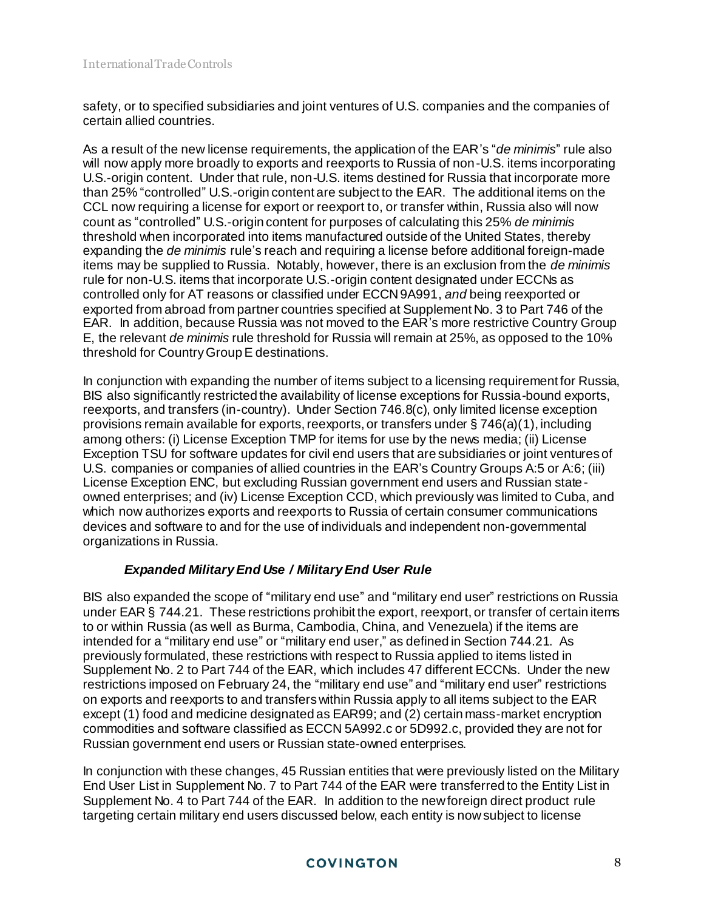safety, or to specified subsidiaries and joint ventures of U.S. companies and the companies of certain allied countries.

As a result of the new license requirements, the application of the EAR's "*de minimis*" rule also will now apply more broadly to exports and reexports to Russia of non-U.S. items incorporating U.S.-origin content. Under that rule, non-U.S. items destined for Russia that incorporate more than 25% "controlled" U.S.-origin content are subject to the EAR. The additional items on the CCL now requiring a license for export or reexport to, or transfer within, Russia also will now count as "controlled" U.S.-origin content for purposes of calculating this 25% *de minimis* threshold when incorporated into items manufactured outside of the United States, thereby expanding the *de minimis* rule's reach and requiring a license before additional foreign-made items may be supplied to Russia. Notably, however, there is an exclusion from the *de minimis* rule for non-U.S. items that incorporate U.S.-origin content designated under ECCNs as controlled only for AT reasons or classified under ECCN 9A991, *and* being reexported or exported from abroad from partner countries specified at Supplement No. 3 to Part 746 of the EAR. In addition, because Russia was not moved to the EAR's more restrictive Country Group E, the relevant *de minimis* rule threshold for Russia will remain at 25%, as opposed to the 10% threshold for Country Group E destinations.

In conjunction with expanding the number of items subject to a licensing requirement for Russia, BIS also significantly restricted the availability of license exceptions for Russia-bound exports, reexports, and transfers (in-country). Under Section 746.8(c), only limited license exception provisions remain available for exports, reexports, or transfers under § 746(a)(1), including among others: (i) License Exception TMP for items for use by the news media; (ii) License Exception TSU for software updates for civil end users that are subsidiaries or joint ventures of U.S. companies or companies of allied countries in the EAR's Country Groups A:5 or A:6; (iii) License Exception ENC, but excluding Russian government end users and Russian state-owned enterprises; and (iv) License Exception CCD, which previously was limited to Cuba, and which now authorizes exports and reexports to Russia of certain consumer communications devices and software to and for the use of individuals and independent non-governmental organizations in Russia.

### *Expanded Military End Use / Military End User Rule*

BIS also expanded the scope of "military end use" and "military end user" restrictions on Russia under EAR § 744.21. These restrictions prohibit the export, reexport, or transfer of certain items to or within Russia (as well as Burma, Cambodia, China, and Venezuela) if the items are intended for a "military end use" or "military end user," as defined in Section 744.21. As previously formulated, these restrictions with respect to Russia applied to items listed in Supplement No. 2 to Part 744 of the EAR, which includes 47 different ECCNs. Under the new restrictions imposed on February 24, the "military end use" and "military end user" restrictions on exports and reexports to and transfers within Russia apply to all items subject to the EAR except (1) food and medicine designated as EAR99; and (2) certain mass-market encryption commodities and software classified as ECCN 5A992.c or 5D992.c, provided they are not for Russian government end users or Russian state-owned enterprises.

In conjunction with these changes, 45 Russian entities that were previously listed on the Military End User List in Supplement No. 7 to Part 744 of the EAR were transferred to the Entity List in Supplement No. 4 to Part 744 of the EAR. In addition to the new foreign direct product rule targeting certain military end users discussed below, each entity is now subject to license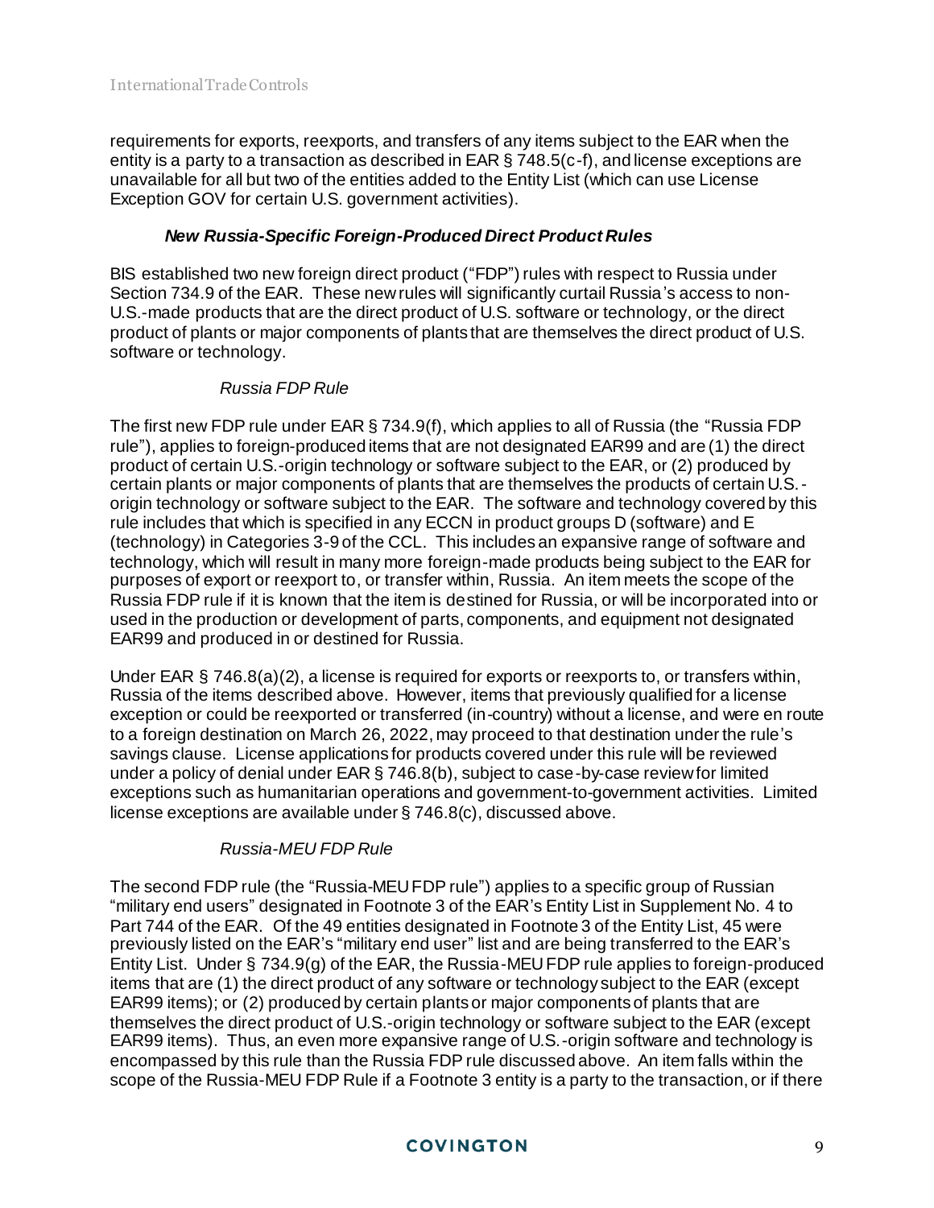requirements for exports, reexports, and transfers of any items subject to the EAR when the entity is a party to a transaction as described in EAR § 748.5(c-f), and license exceptions are unavailable for all but two of the entities added to the Entity List (which can use License Exception GOV for certain U.S. government activities).

### *New Russia-Specific Foreign-Produced Direct Product Rules*

BIS established two new foreign direct product ("FDP") rules with respect to Russia under Section 734.9 of the EAR. These new rules will significantly curtail Russia's access to non-U.S.-made products that are the direct product of U.S. software or technology, or the direct product of plants or major components of plants that are themselves the direct product of U.S. software or technology.

#### *Russia FDP Rule*

The first new FDP rule under EAR § 734.9(f), which applies to all of Russia (the "Russia FDP rule"), applies to foreign-produced items that are not designated EAR99 and are (1) the direct product of certain U.S.-origin technology or software subject to the EAR, or (2) produced by certain plants or major components of plants that are themselves the products of certain U.S.-origin technology or software subject to the EAR. The software and technology covered by this rule includes that which is specified in any ECCN in product groups D (software) and E (technology) in Categories 3-9 of the CCL. This includes an expansive range of software and technology, which will result in many more foreign-made products being subject to the EAR for purposes of export or reexport to, or transfer within, Russia. An item meets the scope of the Russia FDP rule if it is known that the item is destined for Russia, or will be incorporated into or used in the production or development of parts, components, and equipment not designated EAR99 and produced in or destined for Russia.

Under EAR § 746.8(a)(2), a license is required for exports or reexports to, or transfers within, Russia of the items described above. However, items that previously qualified for a license exception or could be reexported or transferred (in-country) without a license, and were en route to a foreign destination on March 26, 2022, may proceed to that destination under the rule's savings clause. License applications for products covered under this rule will be reviewed under a policy of denial under EAR § 746.8(b), subject to case-by-case review for limited exceptions such as humanitarian operations and government-to-government activities. Limited license exceptions are available under § 746.8(c), discussed above.

#### *Russia-MEU FDP Rule*

The second FDP rule (the "Russia-MEU FDP rule") applies to a specific group of Russian "military end users" designated in Footnote 3 of the EAR's Entity List in Supplement No. 4 to Part 744 of the EAR. Of the 49 entities designated in Footnote 3 of the Entity List, 45 were previously listed on the EAR's "military end user" list and are being transferred to the EAR's Entity List. Under § 734.9(g) of the EAR, the Russia-MEU FDP rule applies to foreign-produced items that are (1) the direct product of any software or technology subject to the EAR (except EAR99 items); or (2) produced by certain plants or major components of plants that are themselves the direct product of U.S.-origin technology or software subject to the EAR (except EAR99 items). Thus, an even more expansive range of U.S.-origin software and technology is encompassed by this rule than the Russia FDP rule discussed above. An item falls within the scope of the Russia-MEU FDP Rule if a Footnote 3 entity is a party to the transaction, or if there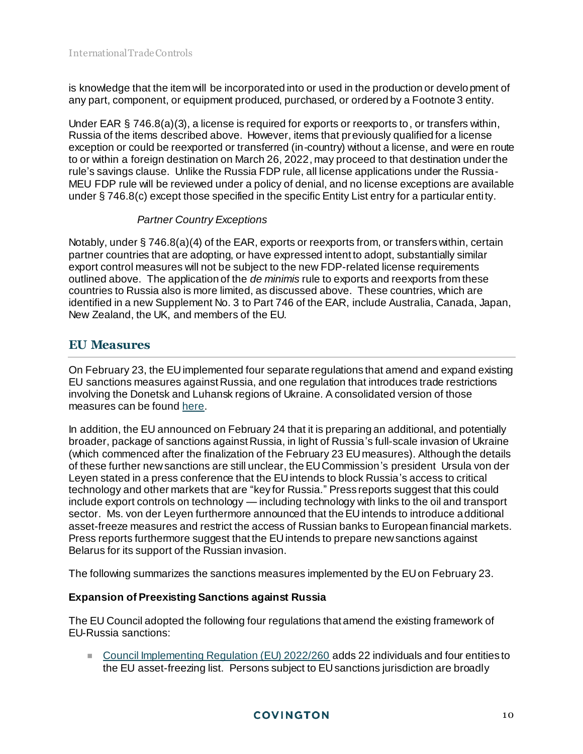is knowledge that the item will be incorporated into or used in the production or development of any part, component, or equipment produced, purchased, or ordered by a Footnote 3 entity.

Under EAR § 746.8(a)(3), a license is required for exports or reexports to, or transfers within, Russia of the items described above. However, items that previously qualified for a license exception or could be reexported or transferred (in-country) without a license, and were en route to or within a foreign destination on March 26, 2022, may proceed to that destination under the rule's savings clause. Unlike the Russia FDP rule, all license applications under the Russia-MEU FDP rule will be reviewed under a policy of denial, and no license exceptions are available under § 746.8(c) except those specified in the specific Entity List entry for a particular entity.

*Partner Country Exceptions*

Notably, under § 746.8(a)(4) of the EAR, exports or reexports from, or transfers within, certain partner countries that are adopting, or have expressed intent to adopt, substantially similar export control measures will not be subject to the new FDP-related license requirements outlined above. The application of the *de minimis* rule to exports and reexports from these countries to Russia also is more limited, as discussed above. These countries, which are identified in a new Supplement No. 3 to Part 746 of the EAR, include Australia, Canada, Japan, New Zealand, the UK, and members of the EU.

## EU Measures

On February 23, the EU implemented four separate regulations that amend and expand existing EU sanctions measures against Russia, and one regulation that introduces trade restrictions involving the Donetsk and Luhansk regions of Ukraine. A consolidated version of those measures can be found [here](here).

In addition, the EU announced on February 24 that it is preparing an additional, and potentially broader, package of sanctions against Russia, in light of Russia's full-scale invasion of Ukraine (which commenced after the finalization of the February 23 EU measures). Although the details of these further new sanctions are still unclear, the EU Commission's president Ursula von der Leyen stated in a press conference that the EU intends to block Russia's access to critical technology and other markets that are "key for Russia." Press reports suggest that this could include export controls on technology — including technology with links to the oil and transport sector. Ms. von der Leyen furthermore announced that the EU intends to introduce additional asset-freeze measures and restrict the access of Russian banks to European financial markets. Press reports furthermore suggest that the EU intends to prepare new sanctions against Belarus for its support of the Russian invasion.

The following summarizes the sanctions measures implemented by the EU on February 23.

**Expansion of Preexisting Sanctions against Russia**

The EU Council adopted the following four regulations that amend the existing framework of EU-Russia sanctions:

- Council Implementing Regulation (EU) 2022/260 adds 22 individuals and four entities to the EU asset-freezing list. Persons subject to EU sanctions jurisdiction are broadly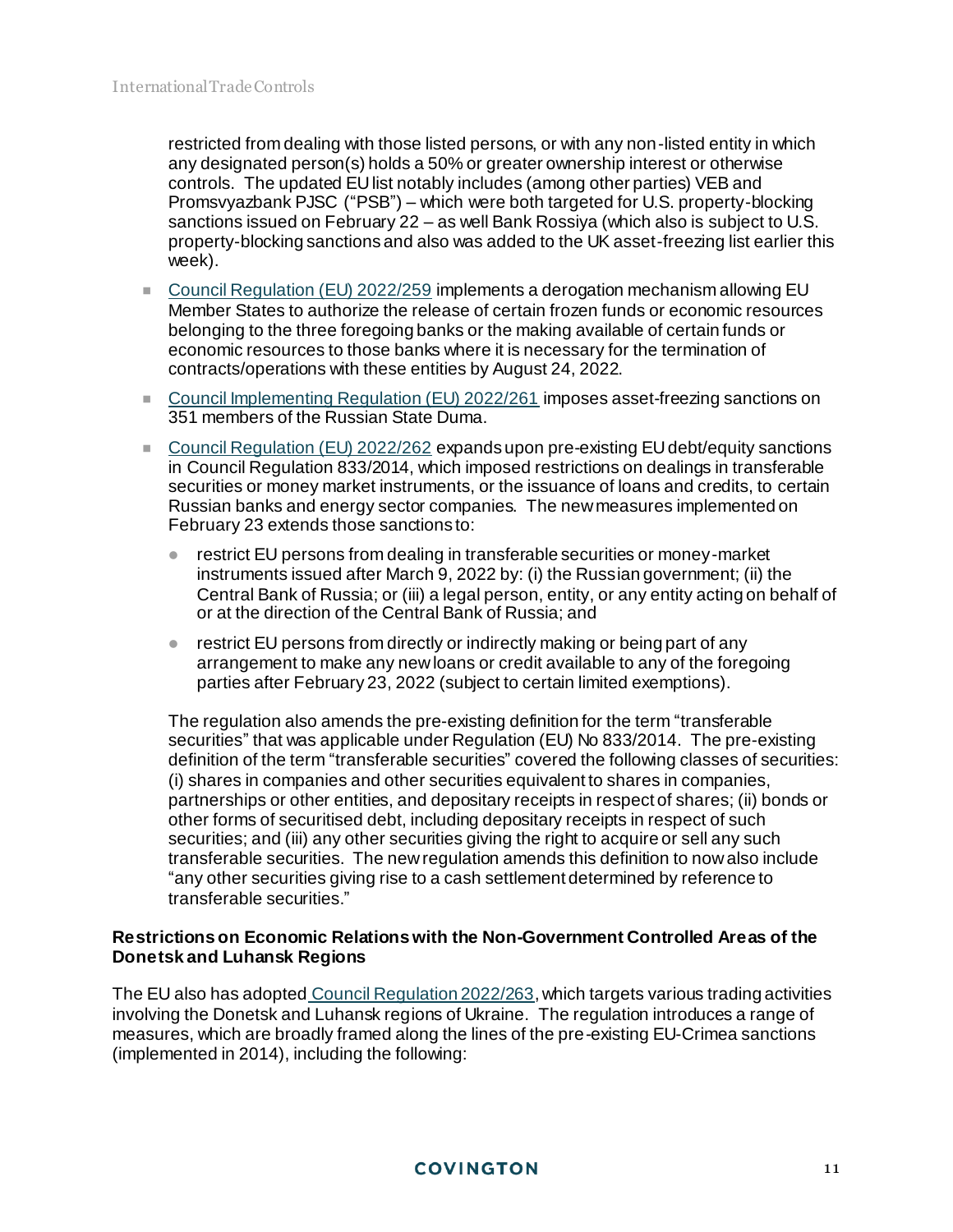restricted from dealing with those listed persons, or with any non-listed entity in which any designated person(s) holds a 50% or greater ownership interest or otherwise controls. The updated EU list notably includes (among other parties) VEB and Promsvyazbank PJSC ("PSB") – which were both targeted for U.S. property-blocking sanctions issued on February 22 – as well Bank Rossiya (which also is subject to U.S. property-blocking sanctions and also was added to the UK asset-freezing list earlier this week).

- Council Regulation (EU) 2022/259 implements a derogation mechanism allowing EU Member States to authorize the release of certain frozen funds or economic resources belonging to the three foregoing banks or the making available of certain funds or economic resources to those banks where it is necessary for the termination of contracts/operations with these entities by August 24, 2022.
- Council Implementing Regulation (EU) 2022/261 imposes asset-freezing sanctions on 351 members of the Russian State Duma.
- Council Regulation (EU) 2022/262 expands upon pre-existing EU debt/equity sanctions in Council Regulation 833/2014, which imposed restrictions on dealings in transferable securities or money market instruments, or the issuance of loans and credits, to certain Russian banks and energy sector companies. The new measures implemented on February 23 extends those sanctions to:
  - restrict EU persons from dealing in transferable securities or money-market instruments issued after March 9, 2022 by: (i) the Russian government; (ii) the Central Bank of Russia; or (iii) a legal person, entity, or any entity acting on behalf of or at the direction of the Central Bank of Russia; and
  - restrict EU persons from directly or indirectly making or being part of any arrangement to make any new loans or credit available to any of the foregoing parties after February 23, 2022 (subject to certain limited exemptions).

  The regulation also amends the pre-existing definition for the term "transferable securities" that was applicable under Regulation (EU) No 833/2014. The pre-existing definition of the term "transferable securities" covered the following classes of securities: (i) shares in companies and other securities equivalent to shares in companies, partnerships or other entities, and depositary receipts in respect of shares; (ii) bonds or other forms of securitised debt, including depositary receipts in respect of such securities; and (iii) any other securities giving the right to acquire or sell any such transferable securities. The new regulation amends this definition to now also include "any other securities giving rise to a cash settlement determined by reference to transferable securities."

**Restrictions on Economic Relations with the Non-Government Controlled Areas of the Donetsk and Luhansk Regions**

The EU also has adopted Council Regulation 2022/263, which targets various trading activities involving the Donetsk and Luhansk regions of Ukraine. The regulation introduces a range of measures, which are broadly framed along the lines of the pre-existing EU-Crimea sanctions (implemented in 2014), including the following: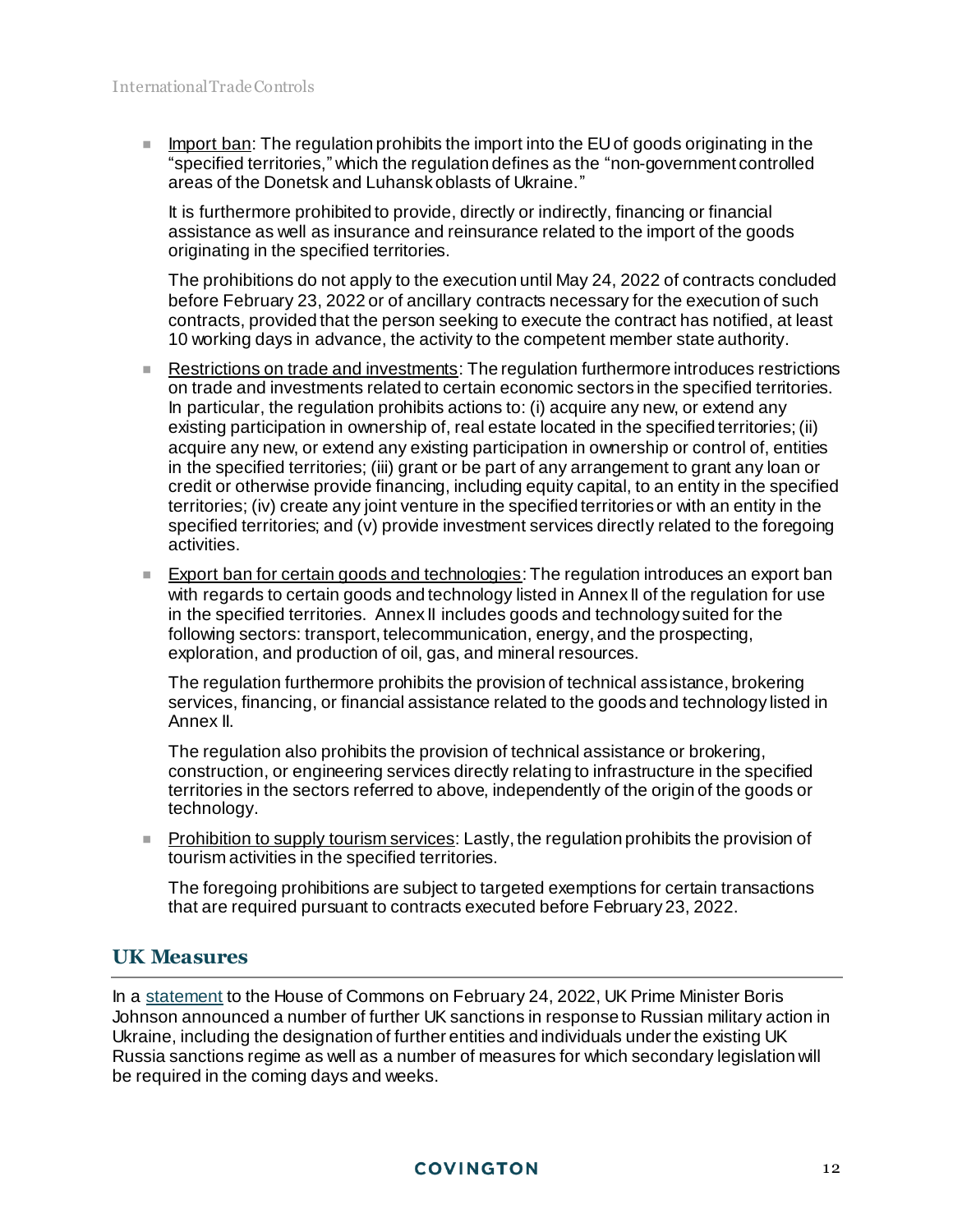- Import ban: The regulation prohibits the import into the EU of goods originating in the "specified territories," which the regulation defines as the "non-government controlled areas of the Donetsk and Luhansk oblasts of Ukraine."

  It is furthermore prohibited to provide, directly or indirectly, financing or financial assistance as well as insurance and reinsurance related to the import of the goods originating in the specified territories.

  The prohibitions do not apply to the execution until May 24, 2022 of contracts concluded before February 23, 2022 or of ancillary contracts necessary for the execution of such contracts, provided that the person seeking to execute the contract has notified, at least 10 working days in advance, the activity to the competent member state authority.

- Restrictions on trade and investments: The regulation furthermore introduces restrictions on trade and investments related to certain economic sectors in the specified territories. In particular, the regulation prohibits actions to: (i) acquire any new, or extend any existing participation in ownership of, real estate located in the specified territories; (ii) acquire any new, or extend any existing participation in ownership or control of, entities in the specified territories; (iii) grant or be part of any arrangement to grant any loan or credit or otherwise provide financing, including equity capital, to an entity in the specified territories; (iv) create any joint venture in the specified territories or with an entity in the specified territories; and (v) provide investment services directly related to the foregoing activities.

- Export ban for certain goods and technologies: The regulation introduces an export ban with regards to certain goods and technology listed in Annex II of the regulation for use in the specified territories. Annex II includes goods and technology suited for the following sectors: transport, telecommunication, energy, and the prospecting, exploration, and production of oil, gas, and mineral resources.

  The regulation furthermore prohibits the provision of technical assistance, brokering services, financing, or financial assistance related to the goods and technology listed in Annex II.

  The regulation also prohibits the provision of technical assistance or brokering, construction, or engineering services directly relating to infrastructure in the specified territories in the sectors referred to above, independently of the origin of the goods or technology.

- Prohibition to supply tourism services: Lastly, the regulation prohibits the provision of tourism activities in the specified territories.

  The foregoing prohibitions are subject to targeted exemptions for certain transactions that are required pursuant to contracts executed before February 23, 2022.

## UK Measures

In a statement to the House of Commons on February 24, 2022, UK Prime Minister Boris Johnson announced a number of further UK sanctions in response to Russian military action in Ukraine, including the designation of further entities and individuals under the existing UK Russia sanctions regime as well as a number of measures for which secondary legislation will be required in the coming days and weeks.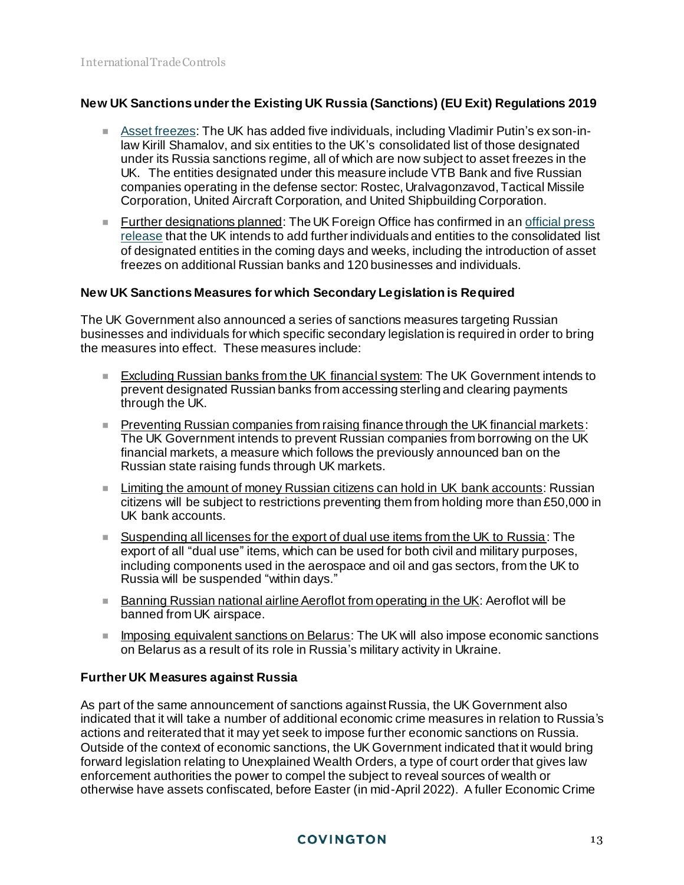### New UK Sanctions under the Existing UK Russia (Sanctions) (EU Exit) Regulations 2019

- Asset freezes: The UK has added five individuals, including Vladimir Putin's ex son-in-law Kirill Shamalov, and six entities to the UK's consolidated list of those designated under its Russia sanctions regime, all of which are now subject to asset freezes in the UK. The entities designated under this measure include VTB Bank and five Russian companies operating in the defense sector: Rostec, Uralvagonzavod, Tactical Missile Corporation, United Aircraft Corporation, and United Shipbuilding Corporation.
- Further designations planned: The UK Foreign Office has confirmed in an official press release that the UK intends to add further individuals and entities to the consolidated list of designated entities in the coming days and weeks, including the introduction of asset freezes on additional Russian banks and 120 businesses and individuals.

### New UK Sanctions Measures for which Secondary Legislation is Required

The UK Government also announced a series of sanctions measures targeting Russian businesses and individuals for which specific secondary legislation is required in order to bring the measures into effect. These measures include:

- Excluding Russian banks from the UK financial system: The UK Government intends to prevent designated Russian banks from accessing sterling and clearing payments through the UK.
- Preventing Russian companies from raising finance through the UK financial markets: The UK Government intends to prevent Russian companies from borrowing on the UK financial markets, a measure which follows the previously announced ban on the Russian state raising funds through UK markets.
- Limiting the amount of money Russian citizens can hold in UK bank accounts: Russian citizens will be subject to restrictions preventing them from holding more than £50,000 in UK bank accounts.
- Suspending all licenses for the export of dual use items from the UK to Russia: The export of all "dual use" items, which can be used for both civil and military purposes, including components used in the aerospace and oil and gas sectors, from the UK to Russia will be suspended "within days."
- Banning Russian national airline Aeroflot from operating in the UK: Aeroflot will be banned from UK airspace.
- Imposing equivalent sanctions on Belarus: The UK will also impose economic sanctions on Belarus as a result of its role in Russia's military activity in Ukraine.

### Further UK Measures against Russia

As part of the same announcement of sanctions against Russia, the UK Government also indicated that it will take a number of additional economic crime measures in relation to Russia's actions and reiterated that it may yet seek to impose further economic sanctions on Russia. Outside of the context of economic sanctions, the UK Government indicated that it would bring forward legislation relating to Unexplained Wealth Orders, a type of court order that gives law enforcement authorities the power to compel the subject to reveal sources of wealth or otherwise have assets confiscated, before Easter (in mid-April 2022). A fuller Economic Crime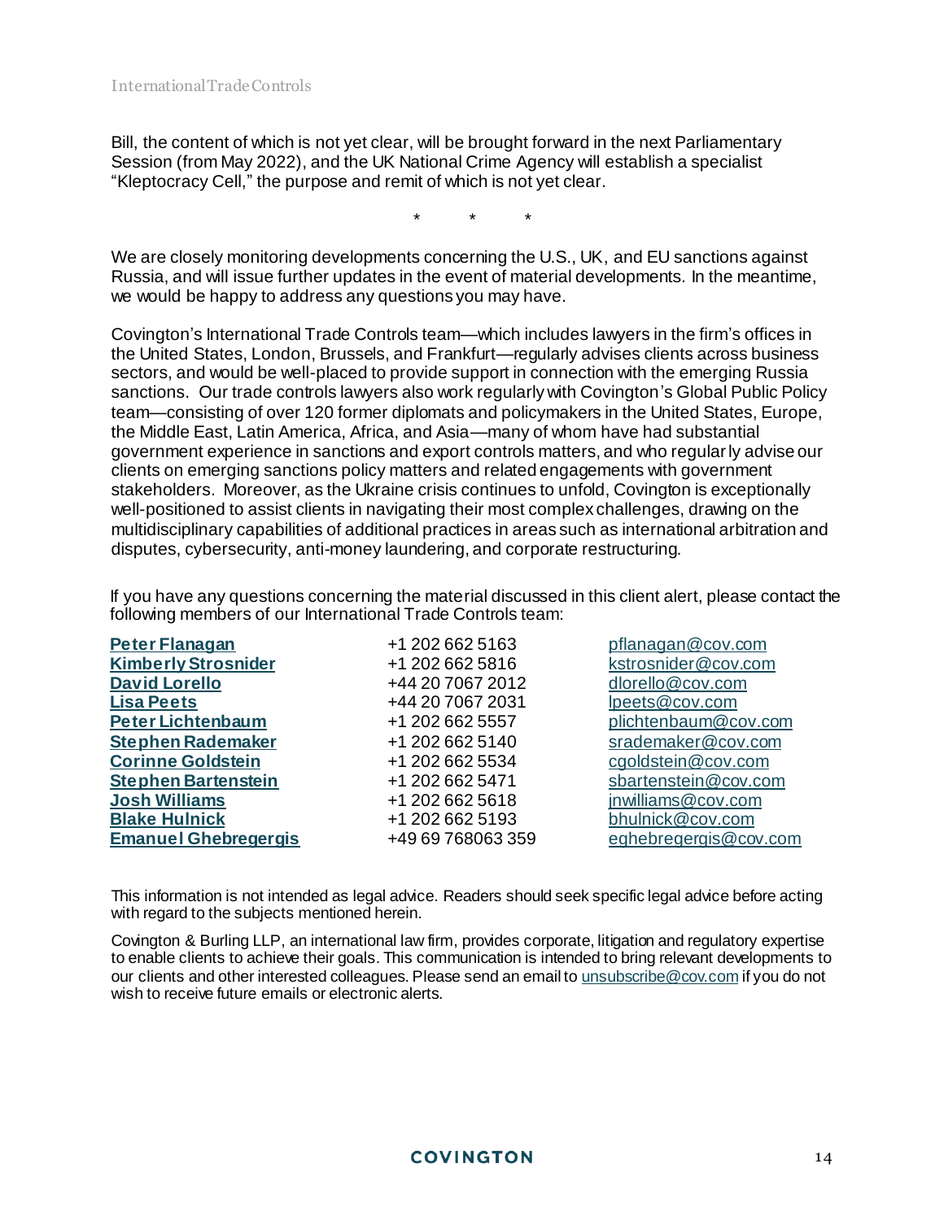Bill, the content of which is not yet clear, will be brought forward in the next Parliamentary Session (from May 2022), and the UK National Crime Agency will establish a specialist "Kleptocracy Cell," the purpose and remit of which is not yet clear.

\* \* \*

We are closely monitoring developments concerning the U.S., UK, and EU sanctions against Russia, and will issue further updates in the event of material developments. In the meantime, we would be happy to address any questions you may have.

Covington's International Trade Controls team—which includes lawyers in the firm's offices in the United States, London, Brussels, and Frankfurt—regularly advises clients across business sectors, and would be well-placed to provide support in connection with the emerging Russia sanctions. Our trade controls lawyers also work regularly with Covington's Global Public Policy team—consisting of over 120 former diplomats and policymakers in the United States, Europe, the Middle East, Latin America, Africa, and Asia—many of whom have had substantial government experience in sanctions and export controls matters, and who regularly advise our clients on emerging sanctions policy matters and related engagements with government stakeholders. Moreover, as the Ukraine crisis continues to unfold, Covington is exceptionally well-positioned to assist clients in navigating their most complex challenges, drawing on the multidisciplinary capabilities of additional practices in areas such as international arbitration and disputes, cybersecurity, anti-money laundering, and corporate restructuring.

If you have any questions concerning the material discussed in this client alert, please contact the following members of our International Trade Controls team:

| | | |
|---|---|---|
| **Peter Flanagan** | +1 202 662 5163 | pflanagan@cov.com |
| **Kimberly Strosnider** | +1 202 662 5816 | kstrosnider@cov.com |
| **David Lorello** | +44 20 7067 2012 | dlorello@cov.com |
| **Lisa Peets** | +44 20 7067 2031 | lpeets@cov.com |
| **Peter Lichtenbaum** | +1 202 662 5557 | plichtenbaum@cov.com |
| **Stephen Rademaker** | +1 202 662 5140 | srademaker@cov.com |
| **Corinne Goldstein** | +1 202 662 5534 | cgoldstein@cov.com |
| **Stephen Bartenstein** | +1 202 662 5471 | sbartenstein@cov.com |
| **Josh Williams** | +1 202 662 5618 | jnwilliams@cov.com |
| **Blake Hulnick** | +1 202 662 5193 | bhulnick@cov.com |
| **Emanuel Ghebregergis** | +49 69 768063 359 | eghebregergis@cov.com |

This information is not intended as legal advice. Readers should seek specific legal advice before acting with regard to the subjects mentioned herein.

Covington & Burling LLP, an international law firm, provides corporate, litigation and regulatory expertise to enable clients to achieve their goals. This communication is intended to bring relevant developments to our clients and other interested colleagues. Please send an email to unsubscribe@cov.com if you do not wish to receive future emails or electronic alerts.